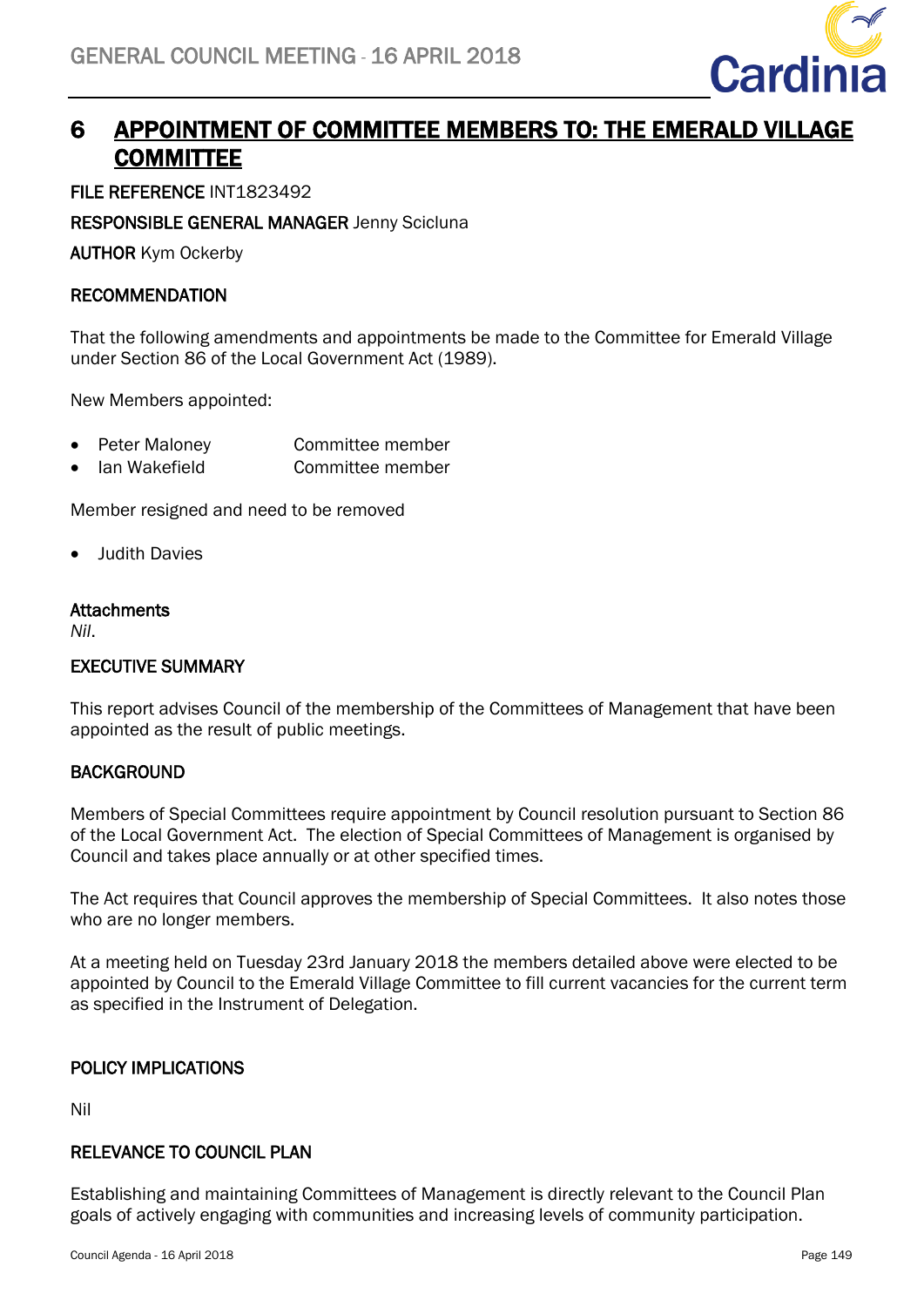# 6 APPOINTMENT OF COMMITTEE MEMBERS TO: THE EMERALD VILLAGE COMMITTEE

**FILE REFERENCE** INT1823492

**RESPONSIBLE GENERAL MANAGER** Jenny Scicluna

**AUTHOR** Kym Ockerby

## RECOMMENDATION

That the following amendments and appointments be made to the Committee for Emerald Village under Section 86 of the Local Government Act (1989).

New Members appointed:

- Peter Maloney Committee member
- Ian Wakefield Committee member

Member resigned and need to be removed

- Judith Davies

### Attachments

*Nil*.

## EXECUTIVE SUMMARY

This report advises Council of the membership of the Committees of Management that have been appointed as the result of public meetings.

## BACKGROUND

Members of Special Committees require appointment by Council resolution pursuant to Section 86 of the Local Government Act. The election of Special Committees of Management is organised by Council and takes place annually or at other specified times.

The Act requires that Council approves the membership of Special Committees. It also notes those who are no longer members.

At a meeting held on Tuesday 23rd January 2018 the members detailed above were elected to be appointed by Council to the Emerald Village Committee to fill current vacancies for the current term as specified in the Instrument of Delegation.

## POLICY IMPLICATIONS

Nil

## RELEVANCE TO COUNCIL PLAN

Establishing and maintaining Committees of Management is directly relevant to the Council Plan goals of actively engaging with communities and increasing levels of community participation.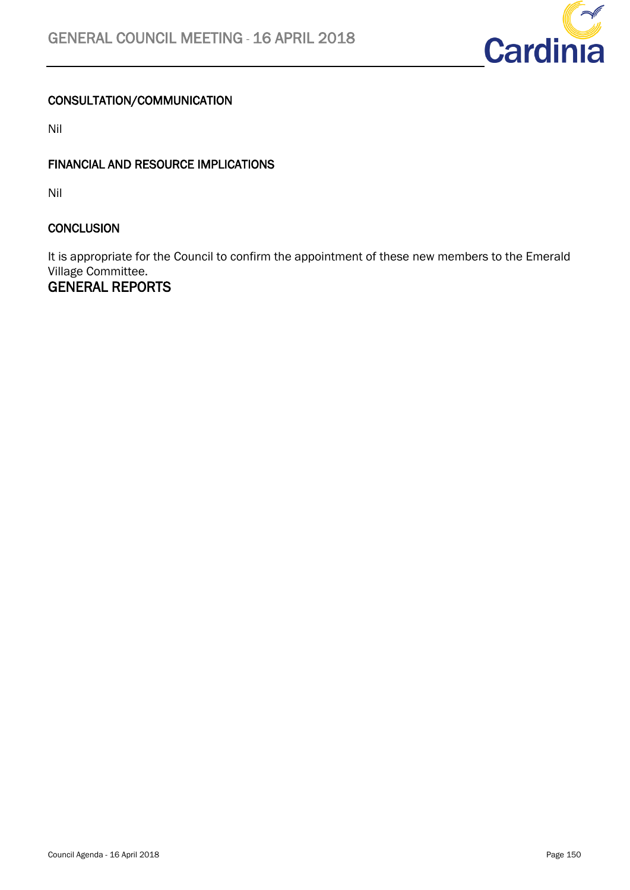### CONSULTATION/COMMUNICATION

Nil

### FINANCIAL AND RESOURCE IMPLICATIONS

Nil

### CONCLUSION

It is appropriate for the Council to confirm the appointment of these new members to the Emerald Village Committee.

## GENERAL REPORTS